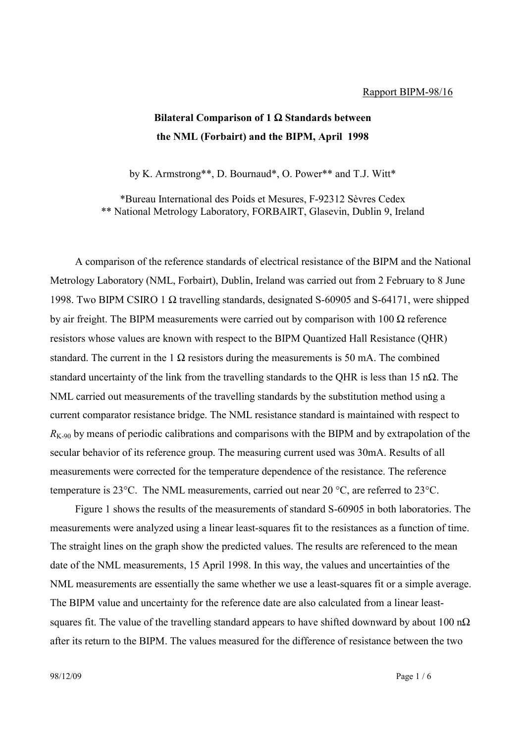Rapport BIPM-98/16

# Bilateral Comparison of 1 Ω Standards between the NML (Forbairt) and the BIPM, April 1998

by K. Armstrong**, D. Bournaud*, O. Power** and T.J. Witt*

*Bureau International des Poids et Mesures, F-92312 Sèvres Cedex
** National Metrology Laboratory, FORBAIRT, Glasevin, Dublin 9, Ireland

A comparison of the reference standards of electrical resistance of the BIPM and the National Metrology Laboratory (NML, Forbairt), Dublin, Ireland was carried out from 2 February to 8 June 1998. Two BIPM CSIRO 1 Ω travelling standards, designated S-60905 and S-64171, were shipped by air freight. The BIPM measurements were carried out by comparison with 100 Ω reference resistors whose values are known with respect to the BIPM Quantized Hall Resistance (QHR) standard. The current in the 1 Ω resistors during the measurements is 50 mA. The combined standard uncertainty of the link from the travelling standards to the QHR is less than 15 nΩ. The NML carried out measurements of the travelling standards by the substitution method using a current comparator resistance bridge. The NML resistance standard is maintained with respect to $R_{K-90}$ by means of periodic calibrations and comparisons with the BIPM and by extrapolation of the secular behavior of its reference group. The measuring current used was 30mA. Results of all measurements were corrected for the temperature dependence of the resistance. The reference temperature is 23°C. The NML measurements, carried out near 20 °C, are referred to 23°C.

Figure 1 shows the results of the measurements of standard S-60905 in both laboratories. The measurements were analyzed using a linear least-squares fit to the resistances as a function of time. The straight lines on the graph show the predicted values. The results are referenced to the mean date of the NML measurements, 15 April 1998. In this way, the values and uncertainties of the NML measurements are essentially the same whether we use a least-squares fit or a simple average. The BIPM value and uncertainty for the reference date are also calculated from a linear least-squares fit. The value of the travelling standard appears to have shifted downward by about 100 nΩ after its return to the BIPM. The values measured for the difference of resistance between the two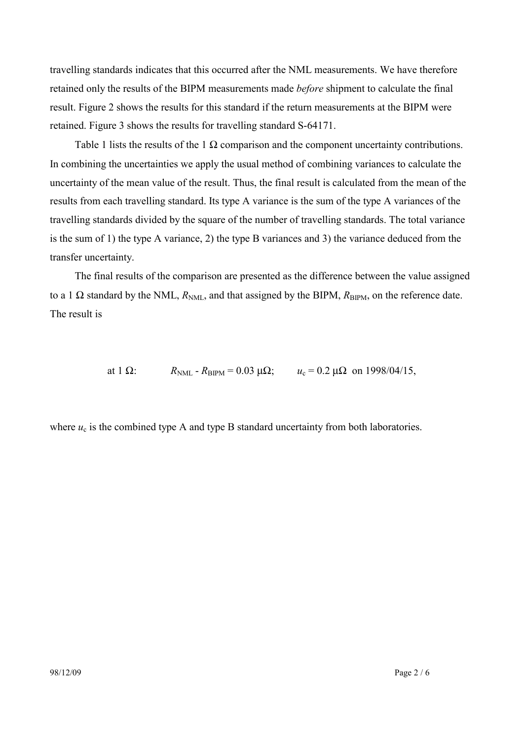travelling standards indicates that this occurred after the NML measurements. We have therefore retained only the results of the BIPM measurements made *before* shipment to calculate the final result. Figure 2 shows the results for this standard if the return measurements at the BIPM were retained. Figure 3 shows the results for travelling standard S-64171.

Table 1 lists the results of the 1 Ω comparison and the component uncertainty contributions. In combining the uncertainties we apply the usual method of combining variances to calculate the uncertainty of the mean value of the result. Thus, the final result is calculated from the mean of the results from each travelling standard. Its type A variance is the sum of the type A variances of the travelling standards divided by the square of the number of travelling standards. The total variance is the sum of 1) the type A variance, 2) the type B variances and 3) the variance deduced from the transfer uncertainty.

The final results of the comparison are presented as the difference between the value assigned to a 1 Ω standard by the NML, $R_{NML}$, and that assigned by the BIPM, $R_{BIPM}$, on the reference date. The result is

$$\text{at } 1\ \Omega: \qquad R_{NML} - R_{BIPM} = 0.03\ \mu\Omega; \qquad u_c = 0.2\ \mu\Omega \ \text{ on 1998/04/15,}$$

where $u_c$ is the combined type A and type B standard uncertainty from both laboratories.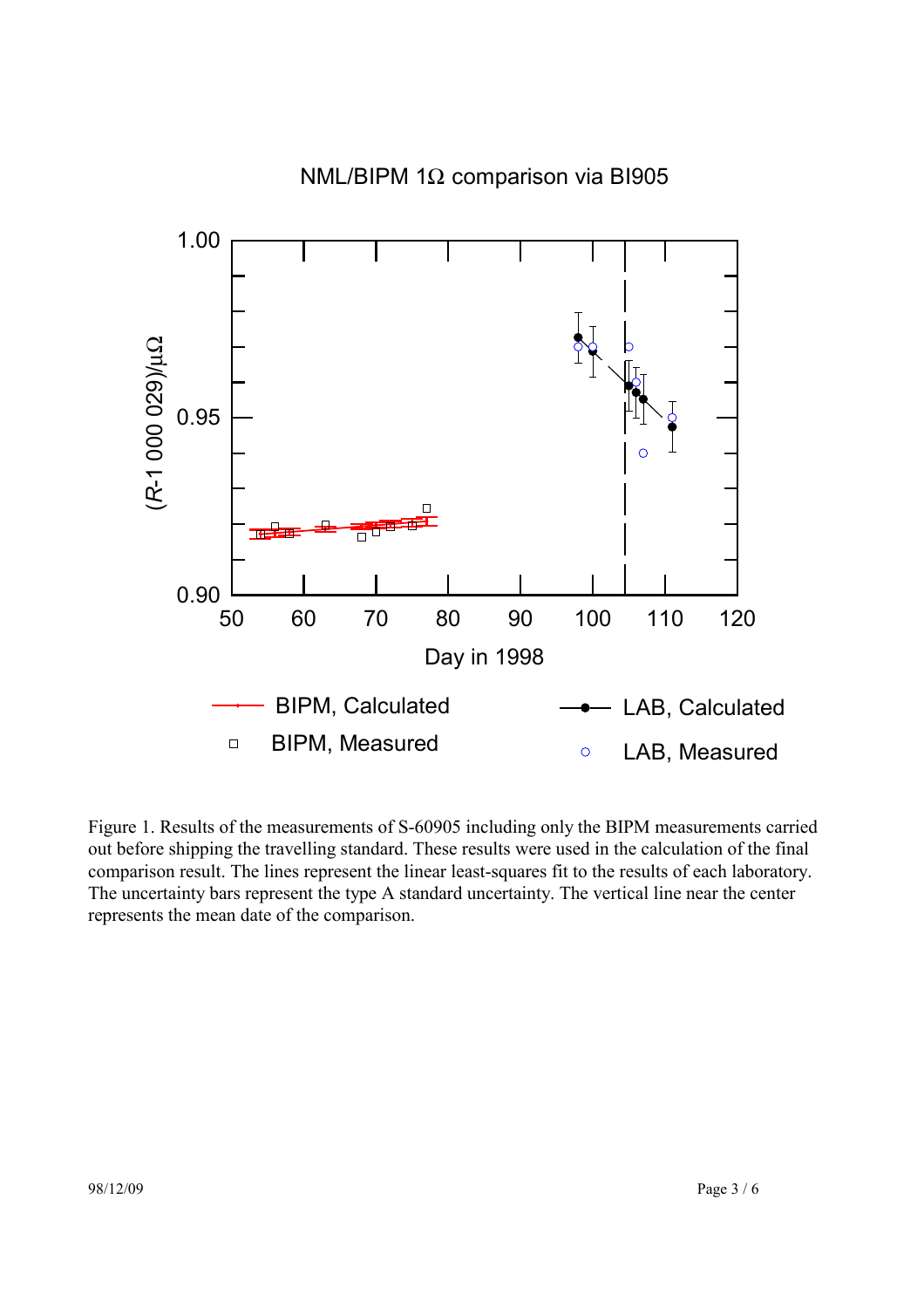Figure 1. Results of the measurements of S-60905 including only the BIPM measurements carried out before shipping the travelling standard. These results were used in the calculation of the final comparison result. The lines represent the linear least-squares fit to the results of each laboratory. The uncertainty bars represent the type A standard uncertainty. The vertical line near the center represents the mean date of the comparison.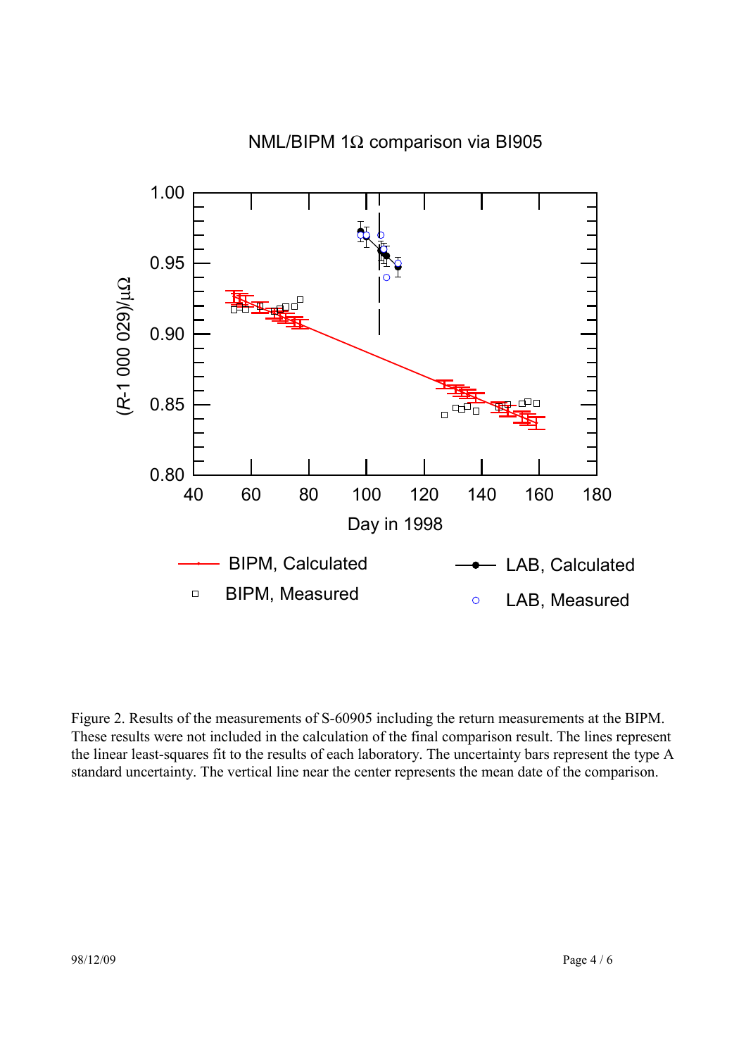NML/BIPM 1Ω comparison via BI905

Figure 2. Results of the measurements of S-60905 including the return measurements at the BIPM. These results were not included in the calculation of the final comparison result. The lines represent the linear least-squares fit to the results of each laboratory. The uncertainty bars represent the type A standard uncertainty. The vertical line near the center represents the mean date of the comparison.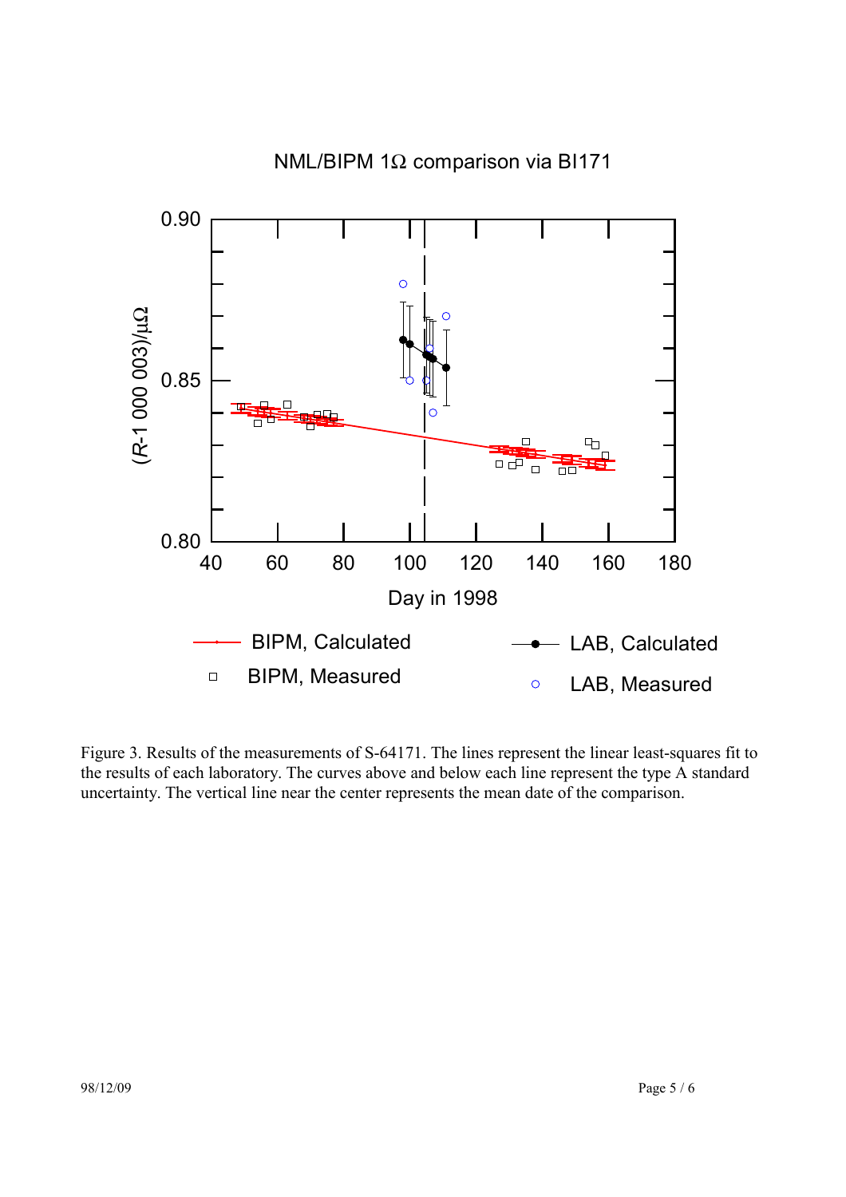Figure 3. Results of the measurements of S-64171. The lines represent the linear least-squares fit to the results of each laboratory. The curves above and below each line represent the type A standard uncertainty. The vertical line near the center represents the mean date of the comparison.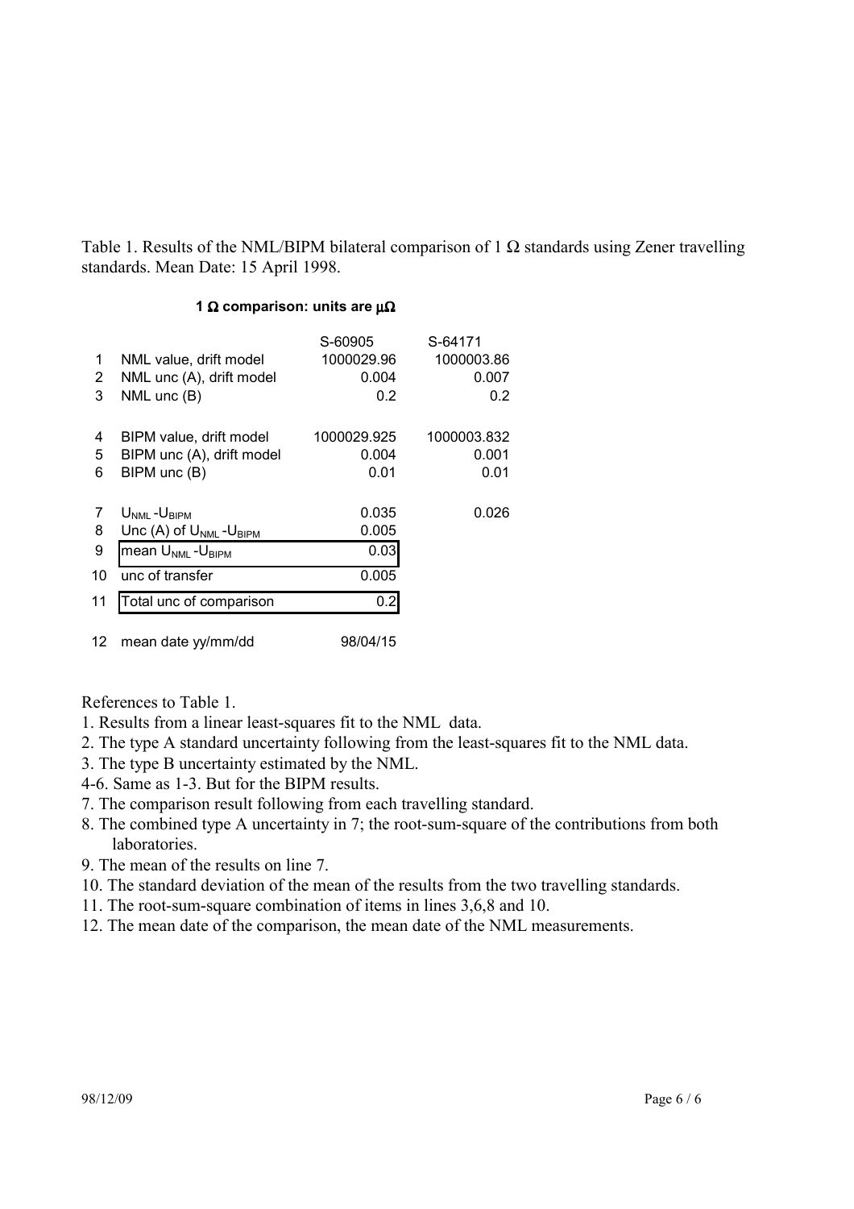Table 1. Results of the NML/BIPM bilateral comparison of 1 Ω standards using Zener travelling standards. Mean Date: 15 April 1998.

**1 Ω comparison: units are μΩ**

| | | S-60905 | S-64171 |
|---|---|---|---|
| 1 | NML value, drift model | 1000029.96 | 1000003.86 |
| 2 | NML unc (A), drift model | 0.004 | 0.007 |
| 3 | NML unc (B) | 0.2 | 0.2 |
| 4 | BIPM value, drift model | 1000029.925 | 1000003.832 |
| 5 | BIPM unc (A), drift model | 0.004 | 0.001 |
| 6 | BIPM unc (B) | 0.01 | 0.01 |
| 7 | $U_{NML}$ - $U_{BIPM}$ | 0.035 | 0.026 |
| 8 | Unc (A) of $U_{NML}$ - $U_{BIPM}$ | 0.005 | |
| 9 | mean $U_{NML}$ - $U_{BIPM}$ | 0.03 | |
| 10 | unc of transfer | 0.005 | |
| 11 | Total unc of comparison | 0.2 | |
| 12 | mean date yy/mm/dd | 98/04/15 | |

References to Table 1.

1. Results from a linear least-squares fit to the NML data.
2. The type A standard uncertainty following from the least-squares fit to the NML data.
3. The type B uncertainty estimated by the NML.
4-6. Same as 1-3. But for the BIPM results.
7. The comparison result following from each travelling standard.
8. The combined type A uncertainty in 7; the root-sum-square of the contributions from both laboratories.
9. The mean of the results on line 7.
10. The standard deviation of the mean of the results from the two travelling standards.
11. The root-sum-square combination of items in lines 3,6,8 and 10.
12. The mean date of the comparison, the mean date of the NML measurements.

98/12/09